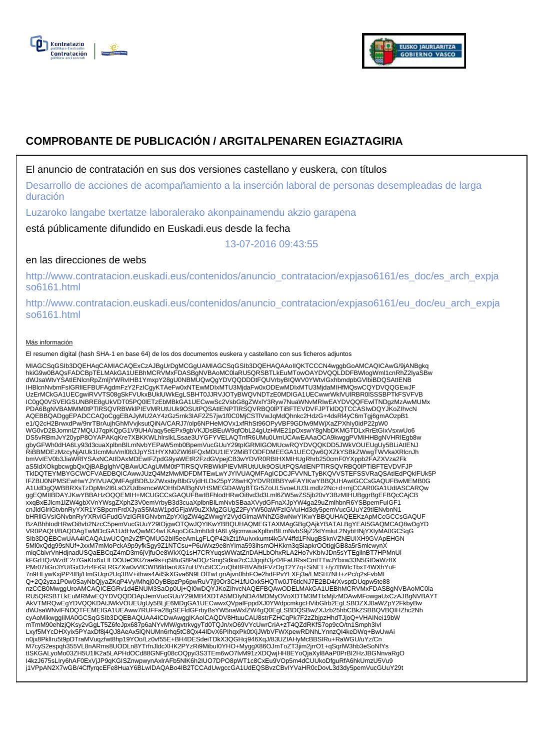# COMPROBANTE DE PUBLICACIÓN / ARGITALPENAREN EGIAZTAGIRIA

El anuncio de contratación en sus dos versiones castellano y euskera, con títulos

Desarrollo de acciones de acompañamiento a la inserción laboral de personas desempleadas de larga duración

Luzaroko langabe txertatze laboralerako akonpainamendu akzio garapena

está públicamente difundido en Euskadi.eus desde la fecha

13-07-2016 09:43:55

en las direcciones de webs

http://www.contratacion.euskadi.eus/contenidos/anuncio_contratacion/expjaso6161/es_doc/es_arch_expjaso6161.html

http://www.contratacion.euskadi.eus/contenidos/anuncio_contratacion/expjaso6161/eu_doc/eu_arch_expjaso6161.html

Más información

El resumen digital (hash SHA-1 en base 64) de los dos documentos euskera y castellano con sus ficheros adjuntos

MIAGCSqGSIb3DQEHAqCAMIACAQExCzAJBgUrDgMCGgUAMIAGCSqGSIb3DQEHAQAAoIIQKTCCCN4wggbGoAMCAQICAwG/9jANBgkqhkiG9w0BAQsFADCBpTELMAkGA1UEBhMCRVMxFDASBgNVBAoMC0laRU5QRSBTLkEuMTowOAYDVQQLDDFBWlogWml1cnRhZ2lyaSBwdWJsaWtvYSAtIENlcnRpZmljYWRvIHB1YmxpY28gU0NBMUQwQgYDVQQDDDtFQUVrbyBIQWV0YWtvIGxhbmdpbGVlbiBDQSAtIENBIHBlcnNvbmFsIGRlIEFBUFAgdmFzY2FzICgyKTAeFw0xNTEwMDIxMTU3MjdaFw0xODEwMDIxMTU3MjdaMIHfMQswCQYDVQQGEwJFUzErMCkGA1UECgwiRVVTS08gSkFVUkxBUklUWkEgLSBHT0JJRVJOTyBWQVNDTzE0MDIGA1UECwwrWklVUlRBR0lSSSBPTkFSVFVBPDA6BgNVBAMMM0tPTlRSQVRBWklPIEVMRUtUUk9OSUtPQSAtIENPTlRSQVRBQ0lPTiBFTEVDVFJPTklDQTCCASIwDQYJKoZIhvcNAQEBBQADggEPADCCAQoCggEBAJyMU2AY4zGz5rnk3IAF2Z57jw1f0C0MjCSTIVwJqMdQhnkc2HdzG+4dsRl4yC6mTgj6gmAOzpB1e1/Q2cH2BrwxdPw/9nrTBrAujhGhMVvjksutQiNA/CARJ7/olp6NPHeMOVx1xfRhSt96OPyVBF9GDfw9MWjXaZPXhly0idP22pW0WG0vD2BJomnlZ7MQUJ7qpKQpG1V9UHA/aqy5eEPx9gbVKJDsBEuW9qfObL24gUzHME21pOxswY8gNbDKMGTDLxRrEtGIxVsxwUo6DS5vRBmJvY20ypP8OYAPAKqKre7XBKKWLhlrsIkLSsae3UYGFYVELAQTnfR6UMu0UmUCAwEAAaOCA9kwggPVMIHHBgNVHRIEgb8wgbyGFWh0dHA6Ly93d3cuaXplbnBlLmNvbYEPaW5mb0BpemVucGUuY29tpIGRMIGOMUcwRQYDVQQKDD5JWkVOUEUgUy5BLiAtIENJRiBBMDEzMzcyNjAtUk1lcmMuVml0b3JpYS1HYXN0ZWl6IFQxMDU1IEY2MiBTODFDMEEGA1UECQw6QXZkYSBkZWwgTWVkaXRlcnJhbmVvIEV0b3JiaWRlYSAxNCAtIDAxMDEwIFZpdG9yaWEtR2FzdGVpejCB3wYDVR0RBIHXMIHUgRhrb250cmF0YXppb2FAZXVza2FkaS5ldXOkgbcwgbQxQjBABglghVQBAwUCAgUMM0tPTlRSQVRBWklPIEVMRUtUUk9OSUtPQSAtIENPTlRSQVRBQ0lPTiBFTEVDVFJPTklDQTEYMBYGCWCFVAEDBQICAwwJUzQ4MzMwMDFDMTEwLwYJYIVUAQMFAgICDCJFVVNLTyBKQVVSTEFSSVRaQSAtIEdPQklFUk5PIFZBU0NPMSEwHwYJYIVUAQMFAgIBDBJzZWxsbyBlbGVjdHLDs25pY28wHQYDVR0lBBYwFAYIKwYBBQUHAwIGCCsGAQUFBwMEMB0GA1UdDgQWBBRXsTzDpMn2I6LsOZUdbsmceWOHhDAfBgNVHSMEGDAWgBTGr5ZoUL5voeUU3Lmdlz2Nc+d+mjCCAR0GA1UdIASCARQwggEQMIIBDAYJKwYBBAHzOQQEMIH+MCUGCCsGAQUFBwIBFhlodHRwOi8vd3d3Lml6ZW5wZS5jb20vY3BzMIHUBggrBgEFBQcCAjCBxxqBxEJlcm1lZW4gbXVnYWsgZXphZ3V0emVrbyB3d3cuaXplbnBlLmNvbSBaaXVydGFnaXJpYW4ga29uZmlhbnR6YSBpemFuIGF1cnJldGlrIGtvbnRyYXR1YSBpcmFrdXJyaS5MaW1pdGFjaW9uZXMgZGUgZ2FyYW50aWFzIGVuIHd3dy5pemVucGUuY29tIENvbnN1bHRlIGVsIGNvbnRyYXRvIGFudGVzIGRlIGNvbmZpYXIgZW4gZWwgY2VydGlmaWNhZG8wNwYIKwYBBQUHAQEEKzApMCcGCCsGAQUFBzABhhtodHRwOi8vb2NzcC5pemVucGUuY29tOjgwOTQwJQYIKwYBBQUHAQMEGTAXMAgGBgQAjkYBATALBgYEAI5GAQMCAQ8wDgYDVR0PAQH/BAQDAgTwMDcGA1UdHwQwMC4wLKAqoCiGJmh0dHA6Ly9jcmwuaXplbnBlLmNvbS9jZ2ktYmluL2NybHNjYXlyMA0GCSqGSIb3DQEBCwUAA4ICAQA1wUCQn2vZfFQMUG2bIl5eeAmLgFLQP42kZt1fAulvxkumt4kG/V4ffd1FNugBSknVZNEUIXH9GVApEHGN5MI0xQdg99sNUf+JxxM7mMoPckA9p9yfkSgy9Z1NTCsu+P6uWxz9e8nYIma593ihsmOHKkrn3qSiapkrOOtIgjGB8a5rSmlcwynXmiqCbivrVnHdjnadUSQaEBCqZ4mD3m6jVjfuOe8WkXQ1sH7CRYuqsWWatZnDAHLbOhxRLA2Ho7vKblvJDn5sYTEgilnBT7HPMnUIkFGrHQzWzdE2r7GaKIx6xLILDOUeOKtZrae9s+q5l8uG8PaDQzSmgSdkw2cCJJgqih3jz04FaURssCmfTTwJYbxw33N5GtDaWz8XPMr07IiGn3YU/GxOzh4FiGLRGZXw0vVICWB6ldlaoUG7uH/Yu5tCCzuQbt8F8VA8dFVzOgT2Y7q+SiNEL+/y7BWfcTbxT4WXhYuF7n9HLywKxjPP4IBj/HmGUqn2Uq3BV+ithws4AilSkXGva6N9LOlTwLgnAjvn0hhFOe2hdFPvYLXFj3a/LMSH7NH+zPc/q2sFvbMIQ+2Q2yza1P0w0SayNbQjyaZKqP4Vy/Mhqj0OyBBpzPp6pwRuV7jj9Or3CH1fUOxk5HQTw0JT6tIcNJ7E2BD4rXvsptDUqpw5te88nzCCB0MwggUroAMCAQICEGRv1d4ENUM3SaOp0Uj+QI0wDQYJKoZIhvcNAQEFBQAwODELMAkGA1UEBhMCRVMxFDASBgNVBAoMC0laRU5QRSBTLkEuMRMwEQYDVQQDDApJemVucGUuY29tMB4XDTA5MDIyNDA4MDMyOVoXDTM3MTIxMjIzMDAwMFowgaUxCzAJBgNVBAYTAkVTMRQwEgYDVQQKDAtJWkVOUEUgUy5BLjE6MDgGA1UECwwxQVpaIFppdXJ0YWdpcmkgcHVibGlrb2EgLSBDZXJ0aWZpY2FkbyBwdWJsaWNvIFNDQTFEMEIGA1UEAww7RUFFa28gSEFldGFrbyBsYW5naWxlZW4gQ0EgLSBDQSBwZXJzb25hbCBkZSBBQVBQIHZhc2NhcyAoMikwggIiMA0GCSqGSIb3DQEBAQUAA4ICDwAwggIKAoICAQDV8HtuuCAU8strFZHCqPk7F2zZbjpzHhdTJjoQ+VHAINei19bWmTmM90ehlzjQKsy2vGgLT5Z6feJpx687p6aNYvMW/gvtrkvgyTd0TQJn/xO69VYcUwrCriA+zT4QZdRKfS7op9cO/tn1Smph3IvlLxyf5MYcDHXyix5PYaxDf8j4QJ8AeAx5lQNUMn6rhq5tC8Qx44lDvX6PIhqxPk0tXjJWbVFWXpewRDNhLYnnzQl4keDWq+BwUwAin0jx8PkIlru5t9pDTraMVuqzfwt8hp19YOo/Lz0vf55E+BH4DESdeiTDkX3QGHcj946XqJ/83UZIAHyMcBBSIRu+RaWGU/uYz/CnM7cyS2espqh355VL8nARms8UODLn8YTrfnJldcXHK2PYzRi9Mibul0YHO+MyggX86OJmToZT3jim2jrrO1+qSqrlW3hb3eSoNfYstISKGALyoMo03ZH5U1lK2a5LAPHdOCd88GNFg08cOQpyi3S3TEm6wO7lvM91zXDQwjHH8EYoQjaXyl8AaP0PrBI2HzJBGNnvaRgOI4kzJ675sLIry6hAF0ExVjJP9qKGISZnwpwynAxlrAFb5NlK6h2IUO7DPO8pWT1c8CxEu9VOp5m4dCUUkoDfguRfA6hkUmzU5Vu9j1VPpAN2X7wGB/4CffyrqcEFe8HuaY6BLwIDAQABo4IB2TCCAdUwgccGA1UdEQSBvzCBvIYVaHR0cDovL3d3dy5pemVucGUuY29t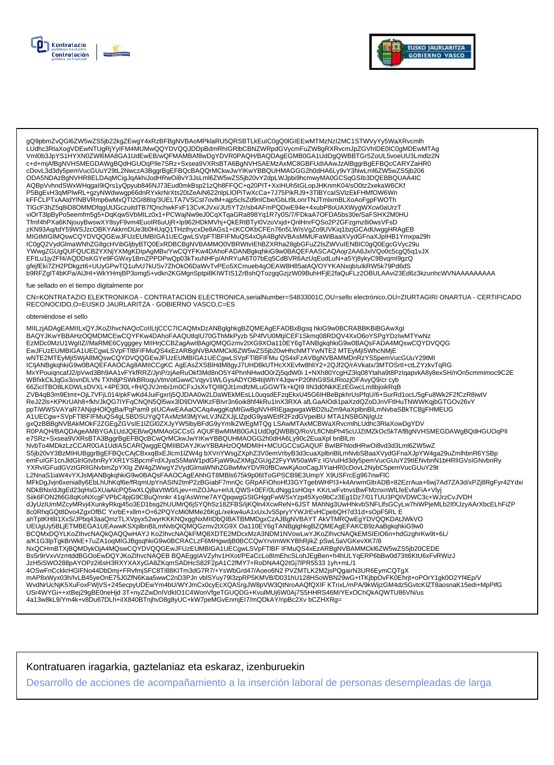gQ9pbmZvQGl6ZW5wZS5jb22kgZEwgY4xRzBFBgNVBAoMPklaRU5QRSBTLkEuIC0gQ0lGIEEwMTMzNzI2MC1STWVyYy5WaXRvcmlh
LUdhc3RlaXogVDEwNTUgRjYyIFM4MUMwQQYDVQQJDDpBdmRhIGRlbCBNZWRpdGVycmFuZW8gRXRvcmJpZGVhIDE0IC0gMDEwMTAg
Vml0b3JpYS1HYXN0ZWl6MA8GA1UdEwEB/wQFMAMBAf8wDgYDVR0PAQH/BAQDAgEGMB0GA1UdDgQWBBTGr5ZoUL5voeUU3Lmdlz2N
c+d+mjAfBgNVHSMEGDAWgBQdHGUOqPIle7SRz+Sxsea9VXRsBTA6BgNVHSAEMzAxMC8GBFUdIAAwJzAlBggrBgEFBQcCARYZaHR0
cDovL3d3dy5pemVucGUuY29tL2NwczA3BggrBgEFBQcBAQQrMCkwJwYIKwYBBQUHMAGGG2h0dHA6Ly9vY3NwLml6ZW5wZS5jb206
ODA5NDAzBgNVHR8ELDAqMCigJqAkhiJodHRwOi8vY3JsLml6ZW5wZS5jb20vY2dpLWJpbi9hcmwyMA0GCSqGSIb3DQEBBQUAA4IC
AQBpVvhndSWxWHqgaI9iQrs1yQpyub846NJ73Eud0mkBsp21zQh8FFQC+q20PIT+XxIHUh5tGLopJHKnmK04/sO0tz2xekaW6CKf
P5BgEvH3qMPlwRL+gzyNWdwwgp66dnRYxkrNrXts20tZeAiN622nlpLIOPiTwXcCa+7J75PikRJ9+3TlBYcalSVlzEkFHMfOW6Wn
kFFCLPTxAAtdYlNBVRmp6wMxQTI2GI88Iq/3UELTA7VSCst7ovlM+ajp5clsZd9nICbe/GbLt9LonrTNJTmlxmBLXoAoFgpFWOTh
TlGcF3hZ5q8iD8OMMDfqgUtJGczuitdTB7fQnchwkFxF13CvKJVxi/JU5YT2r/sb4AFmPQDwE94e+4xubP8oUAXWygWXcw0aUrzT
viOrT3lpByPo5eemfm5g5+DqKqw5VbMILz0x1+PCWajNw9eJ0CqXTqaGRa898Yq1R7y0S/7/FDkaA7OFDA5bs30e/SaFSHX2M0HU
Tfmf4hPXa6KNjouyBwswXY8syF9vm4EuolR6uUjR+lp962HDkMVhj+QkERtBTyl0VzoVxjd+QnlHnrFQSo2P2GFzgmz8i0wsVFsD
zKN93Aq/tdY59WSJzcOBKYAkkrnDUe3b0HUqQ1THzthycxDe8AGs1+cKCOKbCFEn76n5LW/sVgZo9UVKiq1bzjGCAdUwggHRAgEB
MIGtMIGlMQswCQYDVQQGEwJFUzEUMBIGA1UECgwLSVpFTlBFIFMuQS4xOjA4BgNVBAsMMUFaWiBaaXVydGFnaXJpIHB1Ymxpa29h
IC0gQ2VydGlmaWNhZG8gcHVibGljbyBTQ0ExRDBCBgNVBAMMO0VBRWtvIEhBZXRha28gbGFuZ2lsZWVuIENBIC0gQ0EgcGVyc29u
YWwgZGUgQUFQUCB2YXNjYXMgKDIpAgMBv/YwCQYFKw4DAhoFADANBgkqhkiG9w0BAQEFAASCAQAojr2AA6JxiVQo0c5cgQ5q1vJX
EFtLu1jy2Ff4/AQDDsKGYe9FGWxy1BmZPPDPwQp03kTxuNHFp/AhRYuA6T07bEq5CdBVR6AzUqEudLuN+a5Yj8ykyC9Bvqml9gzQ
gfejfEki7ZH2PDkgzt6+UUyGPwTQ1ufvU7kUSv7ZhOkO6DaWvTvPEo5XCmueb4qOEAW8H85atAQ/OYYKANxqbIuIkRW5k79Pd6dS
b9RFZgIT4bKPa/AlJHI+WkYHmjBP3omg5+vdkn2KGMgnSptpi8KIWTIS1ZrBshQTozgqGzjzW09BuhHFjE2faQuFLz2OBULAAvi23Ed6z3kzunhcWVNAAAAAAAAA

fue sellado en el tiempo digitalmente por

CN=KONTRATAZIO ELEKTRONIKOA - CONTRATACION ELECTRONICA,serialNumber=S4833001C,OU=sello electrónico,OU=ZIURTAGIRI ONARTUA - CERTIFICADO RECONOCIDO,O=EUSKO JAURLARITZA - GOBIERNO VASCO,C=ES

obteniéndose el sello

MIILzjADAgEAMIILxQYJKoZIhvcNAQcCoIILtjCCC7ICAQMxDzANBglghkgBZQMEAgEFADBxBgsq hkiG9w0BCRABBKBiBGAwXgI
BAQYJKwYBBAHzOQMDMCEwCQYFKw4DAhoFAAQUtlqIU70GThMkPyzb 5P4fVU0MtjICEF1Skmq08RDQV4XxO6oYSPgYDzIwMTYwNz
EzMDc0MzU1WgIIZ//MaRME6Cygggey MIIHrjCCBZagAwIBAgIQMQGzmv2tXG9XOa110EY6gTANBgkqhkiG9w0BAQsFADA4MQswCQYDVQQG
EwJFUzEUMBIGA1UECgwLSVpFTlBFIFMuQS4xEzARBgNVBAMMCkl6ZW5wZS5jb20whcNMTYwNTE2 MTEyMjI5WhcNMjE
wNTE2MTEyMjI5WjA8MQswCQYDVQQGEwJFUzEUMBIGA1UECgwLSVpFTlBFIFMu QS4xFzAVBgNVBAMMDnRzYS5pemVucGUuY29tMI
ICIjANBgkqhkiG9w0BAQEFAAOCAg8AMIICCgKC AgEAsZXSBlHdM8gyJ7UHD8kUTHcXXEvfw8hliY2+2QJf2Q/rAVkatx/3MTOSrtl+ctLZYzkvTqRG
MxYPouiqncafJ2/pVwd3Bh9AA1vFYkfRRZ/JjnP/zjAeRuOkf3Md8nO5Y4PhnNHwdO0rZj5qdW0i 1+NXh80YcgHZ3Iq08Ytaha9t8PzlqapvkA8y8exSH/nOn5cmmimoc9C2E
WBfxkCkJqGx3ovnDLVN TXh8jPSWkBRoquVtm/otGwwCVqyv1WLGysADYOB4tijWhY4Jqw+P20hhG9SiURiozjOFAvyQ9/cr cyb
66ZicITBO8LKDWLsDVXL+4PE30L+fH/QJVJmbi1m0CFxJsXvTQI8QJt1mdfzMLuGGWTk+kQI9 lIN3d0NkKEzEGwcLm8bjoikRqB
ZVB4qB3m9Etmt+OjL7VFjL014/pkFwKd4JuiFgxrIj5QJDAA0w2LDaWEkMEsLL0uqsdEFzqEkxU45G6IHBeBpkhrUsPfqU/6+SurRd1ocL/5gFu8Wk2F2fCzR8iwtV
ReJ22ls+KPKrUAh8+fkh/JkQG7IYFqCNQN5Ql5wx3lD9DVWlKzFBlvr3n6oik8hf4kRu1lnX3RXA afLGaAIOdi1paXzdQZoDJnVFtlHuTNWWKqjbGTGOv26vY
ppTiWWSVAYaR7ANjqHOlQgBa/PqPam9 pIUCAwEAAaOCAq4wggKqMIGwBgNVHRIEgagwgaWBD2luZm9AaXplbnBlLmNvbaSBkTCBjjFHMEUG
A1UECgw+SVpFTlBFIFMuQS4gLSBDSUYgQTAxMzM3MjYwLVJNZXJjLlZpdG9yaWEtR2FzdGVpeiBU MTA1NSBGNjIgUz
gxQzBBBgNVBAkMOkF2ZGEgZGVsIE1lZGl0ZXJyYW5lbyBFdG9yYmlkZWEgMTQg LSAwMTAxMCBWaXRvcmlhLUdhc3RlaXowDgYDV
R0PAQH/BAQDAgeAMBYGA1UdJQEB/wQMMAoGCCsG AQUFBwMIMB0GA1UdDgQWBBQ/RoVLflCNbPh45cUJZtMZkOc5kTAfBgNVHSMEGDAWgBQdHGUOqPIl
e7SRz+Sxsea9VXRsBTA3BggrBgEFBQcBCwQrMCkwJwYIKwYBBQUHMAOGG2h0dHA6Ly90c2EuaXpl bnBlLm
NvbTo4MDkzLzCCAR0GA1UdIASCARQwggEQMIIBDAYJKwYBBAHzOQMDMIH+MCUGCCsGAQUF BwIBFhlodHRwOi8vd3d3Lml6ZW5wZ
S5jb20vY3BzMIHUBggrBgEFBQcCAjCBxxqBxEJlcm1lZW4g bXVnYWsgZXphZ3V0emVrbyB3d3cuaXplbnBlLmNvbSBaaXVydGFnaXJpYW4ga29uZmlhbnR6YSBp
emFuIGF1cnJldGlrIGtvbnRyYXR1YSBpcmFrdXJyaS5MaW1pdGFjaW9uZXMgZGUgZ2FyYW50aWFz IGVuIHd3dy5pemVucGUuY29tIENvbnN1bHRlIGVsIGNvbnRy
YXRvIGFudGVzIGRlIGNvbmZpYXIg ZW4gZWwgY2VydGlmaWNhZG8wMwYDVR0fBCwwKjAooCagJIYiaHR0cDovL2NybC5pemVucGUuY29t
L2NnaS1iaW4vYXJsMjANBgkqhkiG9w0BAQsFAAOCAgEAhhGT8MBls675k9p06tToGPSCB9E3UmpY X9USFrcEg967nwFIC
MFkDgJvjn6xenia8y6EbLhUhKqf6e/fRqmUpYnASIN2tmP2zBGiabF7mnQc GRpAFiOhoHfJ3GYTgebWHPI3+k4ArwmGltrADB+82EzrAua+6wj7Ad7ZA3d/xPZj8RgFyr42Ydxi
NDkBNx/dJtgEd23qHsGXUaAlcPQ5wXLQj8aVtW0/Ljev+mZOJAu+eIULQWS+0EF/0LdNgg1sHOq+ KKrLwFvtnvsBwFMznxnWlLfeEvfaFiA+Vljj
Siik6FON2fi6G8qKoNXcgFVPbC4pjG9CBuQ/nnkr 41q/AsWrne7AYQpqwgGStGHgqFwWSxYzp45Xyo9bCz3Eg1Dz7/01TUU3PQlVDWC3c+WJrzCvJVDH
dJyUzIUmMZcyMRvj4XunkyRkqj45o3ED1bsg2hUUMrQ6jSYQhSz18ZFBS/ijKQln4XcwReN+6JST MAhNg3UwHhkvbSNFLlfsGCyLw7hiWPjeMLb2lfXJzyAArXbcELhFiZP
8c0RhqGQt8Dvo4ZgxOfBC YxrbE+xllm+O+62PQYcMi0MMe26KgL/xekw4uA1xUxJvS5pryYYWJrEvHCpebQH7d31d+sOpF5RL E
ahTptKH8I1XsS/JPbq43aaQmzTLXVpyx52wyrKKKNQxggNxMIIDbQIBATBMMDgxCzAJBgNVBAYT AkVTMRQwEgYDVQQKDAtJWkVO
UEUgUy5BLjETMBEGA1UEAwwKSXplbnBlLmNvbQIQMQGzmv2tXG9X Oa110EY6gTANBglghkgBZQMEAgEFAKCB9zAaBgkqhkiG9w0
BCQMxDQYLKoZIhvcNAQkQAQQwHAYJ KoZIhvcNAQkFMQ8XDTE2MDcxMzA3NDM1NVowLwYJKoZIhvcNAQkEMSIEIO6n+hdGzghrKw9t+6L/
a/K1G3lpTgkBrWkE+7uZA1oqMIGJBgsqhkiG9w0BCRACLzF6MHgwdjB0BCCQwYrvlmWKYBhRjikZ pSwL5aVGKevXK7/8
NxQCHmBTXjBQMDykOjA4MQswCQYDVQQGEwJFUzEUMBIGA1UECgwLSVpFTlBF IFMuQS4xEzARBgNVBAMMCkl6ZW5wZS5jb20CEDE
Bs5r9rVxvVzmtddBGOoEwDQYJKoZIhvcNAQEB BQAEggIAVZyhv1HXot/PEaCcLo8lmEhcSLohJEgBen+h4hULYqERP6bBw0d73lt6KtU6xFvRWizJ
JzH5iSWO288pAYOPz2i6sH3RXYXAXyGA8ZKqmSADHcS82F2pA1C2fMY7+RoDNA4Q2tGj7lPR5533 1yh+mL/1
4OSwFnCckkrHGlFNo44DbDmj+FRvfmjSFC8TI88KITm3dG7R7/+YsWbGrd47/Aoeo6N2 PVZMTLK2M2jsPQgairN3UR6EymCQTgX
mAP8xWyx03h/IvLB45yeOnE75J0ZfN6Kaa5wwC2nD3PJn vblSYuy79l3zpRP5KMVB/D031hU128HSoWBN29wG+tTKjbpOvFK0Ehrjt+oPOrY1gk0O2Yf4Ep/V
WvdNrUcNjK5XuFoxFWjVS+245ecpyUDEwYm4bU/WYJmCx0cyEcXQASrgJW8pVW3QtNroAAQfQXIF KTrixL/mPA/9kWijzGM4dz5GvtcKIZT8aosnaK15edi+MpPifG
USr4WYGi++xtBej29gBE0neHjd 3T+nyZZwDnlVdkIO1C4WonVfgeTGUQDG+KvulMUj6W0Aj7S5HHRS46M/YExOChQkAQWTU86VN/us
4a13w8kL9/Ym4k+v8Du67DLh+iIX840BTnjhvD8g8yUC+kW7peMGvEnmjEI7/mQDkAY/ripBc2Xv bCZHXRg=

Kontratuaren iragarkia, gaztelaniaz eta eskaraz, izenburuekin

Desarrollo de acciones de acompañamiento a la inserción laboral de personas desempleadas de larga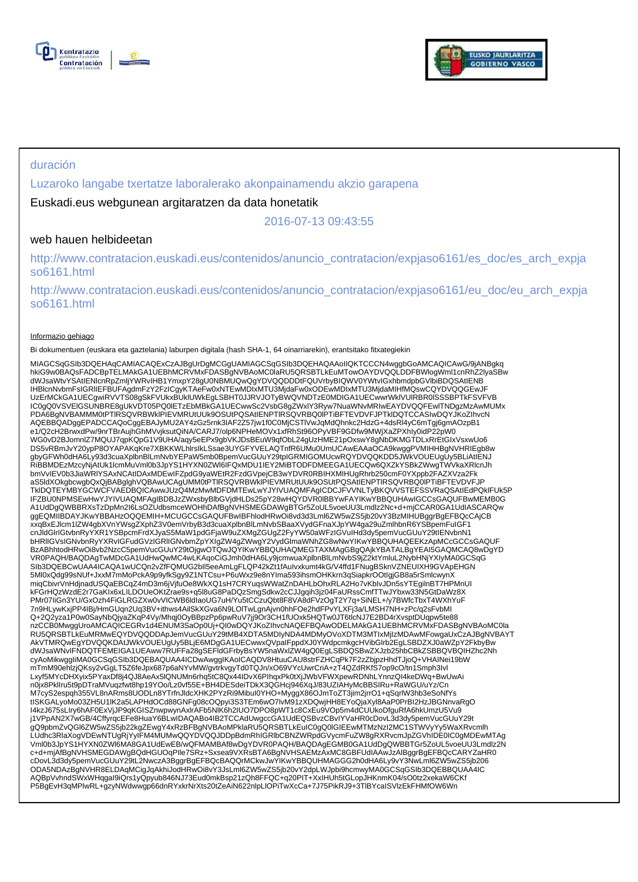duración

Luzaroko langabe txertatze laboralerako akonpainamendu akzio garapena

Euskadi.eus webgunean argitaratzen da data honetatik

2016-07-13 09:43:55

web hauen helbideetan

http://www.contratacion.euskadi.eus/contenidos/anuncio_contratacion/expjaso6161/es_doc/es_arch_expjaso6161.html

http://www.contratacion.euskadi.eus/contenidos/anuncio_contratacion/expjaso6161/eu_doc/eu_arch_expjaso6161.html

Informazio gehiago

Bi dokumentuen (euskara eta gaztelania) laburpen digitala (hash SHA-1, 64 oinarriarekin), erantsitako fitxategiekin

MIAGCSqGSIb3DQEHAqCAMIACAQExCzAJBgUrDgMCGgUAMIAGCSqGSIb3DQEHAQAAoIIQKTCCCN4wggbGoAMCAQICAwG/9jANBgkqhkiG9w0BAQsFADCBpTELMAkGA1UEBhMCRVMxFDASBgNVBAoMC0laRU5QRSBTLkEuMTowOAYDVQQLDDFBWlogWml1cnRhZ2lyaSBwdWJsaWtvYSAtIENlcnRpZmljYWRvIHB1YmxpY28gU0NBMUQwQgYDVQQDDDtFQUVrbyBIQWV0YWtvIGxhbmdpbGVlbiBDQSAtIENBIHBlcnNvbmFsSGRlIEFBUFAgdmFzY2FzIChgYKTAeFw0xNTEwMDIxMTU3MjdaFw0xODEwMDIxMTU3MjdaMIHfMQswCQYDVQQGEwJFUzErMCkGA1UECgwiRVVTS08gSkFVUkxBUklUWkEgLSBHT0JJRVJOTyBWQVNDTzE0MDIGA1UECwwrWklVUlRBR0lSSSBPTkFSVFVBPDA6BgNVBAMMM0tPTlRSQVRBWklPIEVMRUtUUk9OSUtPQSAtIENPTlRSQVRBQ0lPTiBFTEVDVFJPTklDQTCCASIwDQYJKoZIhvcNAQEBBQADggEPADCCAQoCggEBAJyMU2AY4zGz5rnk3IAF2Z57jw1f0C0MjCSTlVwJqMdQhnkc2HdzG+4dsRl4yC6mTgj6gmAOzpB1e1/Q2cH2BrwxdPw/9nrTBrAujhGhMVvjksutQiNA/CARJ7/olp6NPHeMOVx1xfRhSt96OPyVBF9GDfw9MWjXaZPXhly0idP22pW0WG0vD2BJomnlZ7MQUJ7qpKQpG1V9UHA/aqy5eEPx9gbVKJDsBEuW9qfObL24gUzHME21pOxswY8gNbDKMGTDLxRrEtGIxVsxwUo6DS5vRBmJvY20ypP8OYAPAKqKre7XBKKWLhlrslkLSsae3UYGFYVELAQTnfR6UMu0UmUCAwEAAaOCA9kwggPVMIHHBgNVHRIEgb8wgbyGFWh0dHA6Ly93d3cuaXplbnBlLmNvbYEPaW5mb0BpemVucGUuY29tpIGRMIGOMUcwRQYDVQQKDD5JWkVOUEUgUy5BLiAtIENJRiBBMDEzMzcyNjAtUk1lcmMuVml0b3JpYS1HYXN0ZWl6IFQxMDU1IEY2MiBTODFDMEEGA1UECQw6QXZkYSBkZWwgTWVkaXRlcnJhbmVvIEV0b3JiaWRlYSAxNCAtIDAxMDEwIFZpdG9yaWEtR2FzdGVpejCB3wYDVR0RBIHXMIHUgRhrb250cmF0YXppb2FAZXVza2FkaS5ldXOkgbcwgbQxQjBABglghVQBAwUCAgUMM0tPTlRSQVRBWklPIEVMRUtUUk9OSUtPQSAtIENPTlRSQVRBQ0lPTiBFTEVDVFJPTklDQTEYMBYGCWCFVAEDBQICAwwJUzQ4MzMwMDFDMTEwLwYJYIVUAQMFAgICDCJFVVNLTyBKQVVSTEFSSVRaQSAtIEdPQklFUk5PIFZBU0NPMSEwHwYJYIVUAQMFAgIBDBJzZWxsbyBlbGVjdHLDs25pY28wHQYDVR0lBBYwFAYIKwYBBQUHAwIGCCsGAQUFBwMEMB0GA1UdDgQWBBRXsTzDpMn2I6LsOZUdbsmceWOHhDAfBgNVHSMEGDAWgBTGr5ZoUL5voeUU3Lmdlz2Nc+d+mjCCAR0GA1UdIASCARQwggEQMIIBDAYJKwYBBAHzOQQEMIH+MCUGCCsGAQUFBwIBFhlodHRwOi8vd3d3Lml6ZW5wZS5jb20vY3BzMIHUBggrBgEFBQcCAjCBxxqBxEJlcm1lZW4gbXVnYWsgZXphZ3V0emVrbyB3d3cuaXplbnBlLmNvbSBaaXVydGFnaXJpYW4ga29uZmlhbnR6YSBpemFuIGF1cnJldGlrIGtvbnRyYXR1YSBpcmFrdXJyaS5MaW1pdGFjaW9uZXMgZGUgZ2FyYW50aWFzIGVuIHd3dy5pemVucGUuY29tIENvbnN1bHRlIGVsIGNvbnRyYXRvIGFudGVzIGRlIGNvbmZpYXIgZW4gZWwgY2VydGlmaWNhZG8wNwYIKwYBBQUHAQEEKzApMCcGCCsGAQUFBzABhhtodHRwOi8vb2NzcC5pemVucGUuY29tOjgwOTQwJQYIKwYBBQUHAQMEGTAXMAgGBgQAjkYBATALBgYEAI5GAQMCAQ8wDgYDVR0PAQH/BAQDAgTwMDcGA1UdHwQwMC4wLKAqoCiGJmh0dHA6Ly9jcmwuaXplbnBlLmNvbS9jZ2ktYmluL2NybHNjYXIyMA0GCSqGSIb3DQEBCwUAA4ICAQA1wUCQn2vZfFQMUG2bIl5eeAmLgFLQP42kZt1fAulvxkumt4kG/V4ffd1FNugBSknVZNEUIXH9GVApEHGN5Ml0xQdg99sNUf+JxxM7mMoPckA9p9yfkSgy9Z1NTCsu+P6uWxz9e8nYlma593ihsmOHKkrn3qSiapkrOOtlgjGB8a5rSmlcwynXmiqCbivrVnHdjnadUSQaEBCqZ4mD3m6jVjfuOe8WkXQ1sH7CRYuqsWWatZnDAHLbOhxRLA2Ho7vKblvJDn5sYTEgilnBT7HPMnUlkFGrHQzWzdE2r7GaKIx6xLILDOUeOKtZrae9s+q5l8uG8PaDQzSmgSdkw2cCJJgqih3jz04FaURssCmfTTwJYbxw33N5GtDaWz8XPMr07IiGn3YU/GxOzh4FiGLRGZXw0vVICWB6ldIaoUG7uH/Yu5tCCzuQbt8F8VA8dFVzOgT2Y7q+SiNEL+/y7BWfcTbxT4WXhYuF7n9HLywKxjPP4IBj/HmGUqn2Uq3BV+ithws4AilSkXGva6N9LOlTwLgnAjvn0hhFOe2hdFPvYLXFj3a/LMSH7NH+zPc/q2sFvbMIQ+2Q2yza1P0w0SayNbQjyaZKqP4Vy/Mhqj0OyBBpzPp6pwRuV7jj9Or3CH1fUOxk5HQTw0JT6tlcNJ7E2BD4rXvsptDUqpw5te88nzCCB0MwggUroAMCAQICEGRv1d4ENUM3SaOp0Uj+QI0wDQYJKoZIhvcNAQEFBQAwODELMAkGA1UEBhMCRVMxFDASBgNVBAoMC0laRU5QRSBTLkEuMRMwEQYDVQQDDApJemVucGUuY29tMB4XDTA5MDIyNDA4MDMyOVoXDTM3MTIxMjIzMDAwMFowgaUxCzAJBgNVBAYTAkVTMRQwEgYDVQQKDAtJWkVOUEUgUy5BLjE6MDgGA1UECwwxQVpaIFppdXJ0YWdpcmkgcHVibGlrb2EgLSBDZXJ0aWZpY2FkbyBwdWJsaWNvIFNDQTFEMEIGA1UEAww7RUFFa28gSEFldGFrbyBsYW5naWxlZW4gQ0EgLSBDQSBwZXJzb25hbCBkZSBBQVBQIHZhc2NhcyAoMikwggIiMA0GCSqGSIb3DQEBAQUAA4ICDwAwggIKAoICAQDV8HtuuCAU8strFZFHCqPk7F2zZbjpzHhdTJjoQ+VHAINei19bWmTmM90ehlzjQKsy2vGgLT5Z6feJpx687p6aNYvMV/gvtrkvgyTd0TQJn/xO69VYcUwrCriA+zT4QZdRKfS7op9cO/tn1Smph3lvlLxyf5MYcDHXyix5PYaxDf8j4QJ8AeAx5lQNUMn6rhq5tC8Qx44IDvX6PIhqxPk0tXjJWbVFWXpewRDNhLYnnzQl4keDWq+BwUwAin0jx8PkIlru5t9pDTraMVuqzfwt8hp19YOo/Lz0vf55E+BH4DESdeiTDkX3QGHcj946XqJ/83UZIAHyMcBBSIRu+RaWGU/uYz/CnM7cyS2espqh355VL8nARms8UODLn8YTrfnJldcXHK2PYzRi9Mibul0YHO+MyggX86OJmToZT3jim2jrrO1+qSqrlW3hb3eSoNfYstISKGALyoMo03ZH5U1lK2a5LAPHdOCd88GNFg08cOQpyi3S3TEm6wO7lvM91zXDQwjHH8EYoQjaXyl8aaP0PrBI2HzJBGNnvaRgOI4kzJ675sLIry6hAF0ExVjJP9qKGISZnwpwynAxlrAFb5NlK6h2IUO7DPO8pWT1c8CxEu9VOp5m4dCUUkoDfguRfA6hkUmzU5Vu9j1VPpAN2X7wGB/4CffyrqcEFe8HuaY6BLwlDAQABo4IB2TCCAdUwgccGA1UdEQSBvzCBvIYVaHR0cDovL3d3dy5pemVucGUuY29tgQ9pbmZvQGl6ZW5wZS5jb22kgZEwgY4xRzBFBgNVBAoMPklaRU5QRSBTLkEuIC0gQ0lGIEEwMTMzNzI2MC1STWVyYy5WaXRvcmlhLUdhc3RlaXogVDEwNTUgRjYyIFM4MUMwQQYDVQQJDDpBdmRhIGRlbCBNZWRpdGVycmFuZW8gRXRvcmJpZGVhIDE0IC0gMDEwMTAgVml0b3JpYS1HYXN0ZWl6MA8GA1UdEwEB/wQFMAMBAf8wDgYDVR0PAQH/BAQDAgEGMB0GA1UdDgQWBBTGr5ZoUL5voeUU3Lmdlz2Nc+d+mjAfBgNVHSMEGDAWgBQdHGUOqPIle7SRz+Sxsea9VXRsBTA6BgNVHSAEMzAxMC8GBFUdIAAwJzAlBggrBgEFBQcCARYZaHR0cDovL3d3dy5pemVucGUuY29tL2NwczA3BggrBgEFBQcBAQQrMCkwJwYIKwYBBQUHMAGGG2h0dHA6Ly9vY3NwLml6ZW5wZS5jb206ODA5NDAzBgNVHR8ELDAqMCigJqAkhiJodHRwOi8vY3JsLml6ZW5wZS5jb20vY2dpLWJpbi9hcmwyMA0GCSqGSIb3DQEBBQUAA4ICAQBpVvhndSWxWHqgal9iQrs1yQpyub846NJ73Eud0mkBsp21zQh8FFQC+q20PIT+XxIHUh5tGLopJHKnmK04/sO0tz2xekaW6CKfP5BgEvH3qMPlwRL+gzyNWdwwgp66dnRYxkrNrXts20tZeAiN622nlpLlOPiTwXcCa+7J75PikRJ9+3TlBYcalSVlzEkFHMfOW6Wn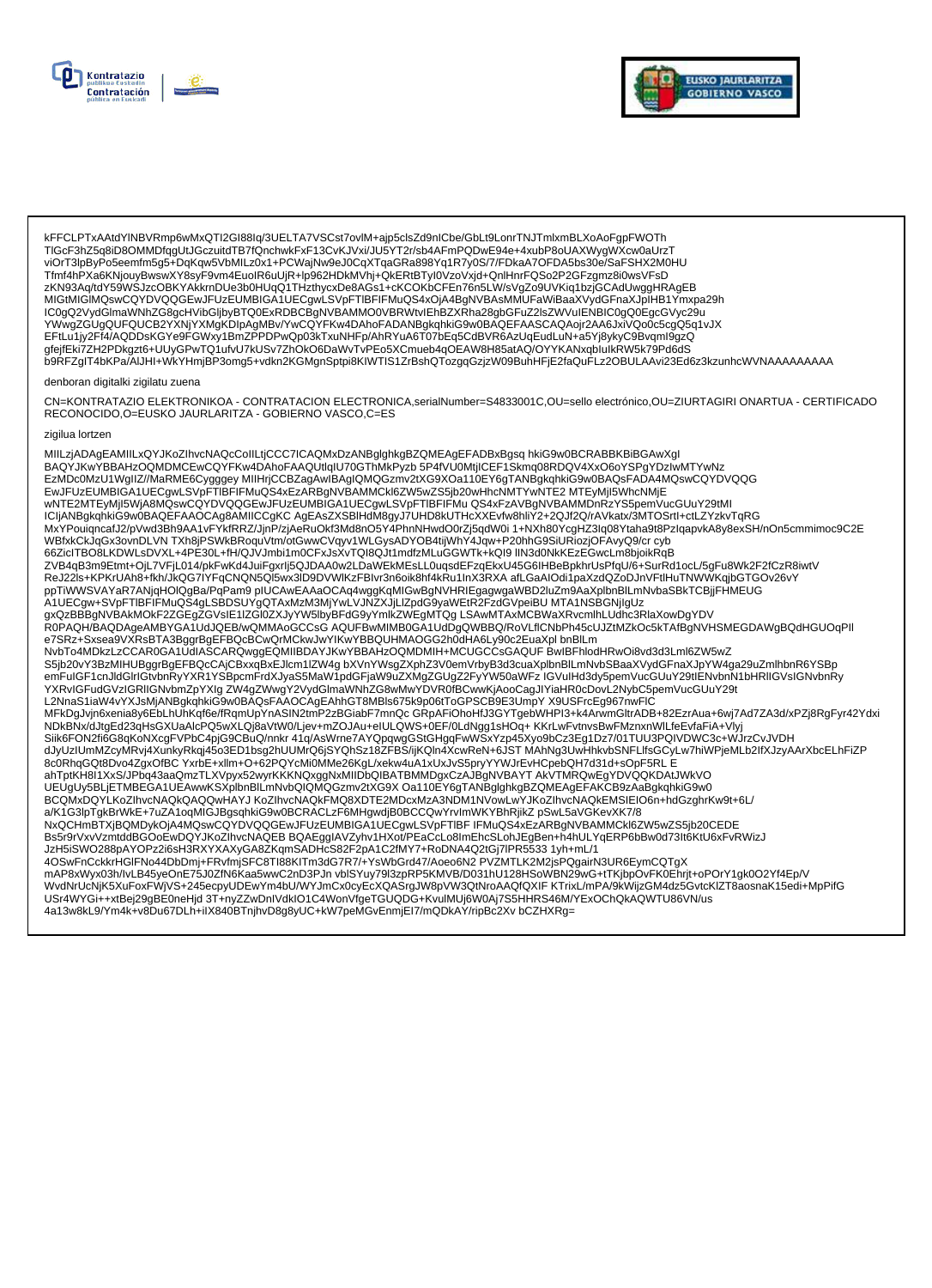kFFCLPTxAAtdYlNBVRmp6wMxQTI2GI88Iq/3UELTA7VSCst7ovlM+ajp5clsZd9nICbe/GbLt9LonrTNJTmlxmBLXoAoFgpFWOTh
TlGcF3hZ5q8iD8OMMDfqgUtJGczuitdTB7fQnchwkFxF13CvKJVxi/JU5YT2r/sb4AFmPQDwE94e+4xubP8oUAXWygWXcw0aUrzT
viOrT3lpByPo5eemfm5g5+DqKqw5VbMILz0x1+PCWajNw9eJ0CqXTqaGRa898Yq1R7y0S/7/FDkaA7OFDA5bs30e/SaFSHX2M0HU
Tfmf4hPXa6KNjouyBwswXY8syF9vm4EuolR6uUjR+lp962HDkMVhj+QkERtBTyl0VzoVxjd+QnlHnrFQSo2P2GFzgmz8i0wsVFsD
zKN93Aq/tdY59WSJzcOBKYAkkrnDUe3b0HUqQ1THzthycxDe8AGs1+cKCOKbCFEn76n5LW/sVgZo9UVKiq1bzjGCAdUwggHRAgEB
MIGtMIGlMQswCQYDVQQGEwJFUzEUMBIGA1UECgwLSVpFTlBFIFMuQS4xOjA4BgNVBAsMMUFaWiBaaXVydGFnaXJpIHB1Ymxpa29h
IC0gQ2VydGlmaWNhZG8gcHVibGljbyBTQ0ExRDBCBgNVBAMMO0VBRWtvIEhBZXRha28gbGFuZ2lsZWVuIENBIC0gQ0EgcGVyc29u
YWwgZGUgQUFQUCB2YXNjYXMgKDIpAgMBv/YwCQYFKw4DAhoFADANBgkqhkiG9w0BAQEFAASCAQAojr2AA6JxiVQo0c5cgQ5q1vJX
EFtLu1jy2Ff4/AQDDsKGYe9FGWxy1BmZPPDPwQp03kTxuNHFp/AhRYuA6T07bEq5CdBVR6AzUqEudLuN+a5Yj8ykyC9BvqmI9gzQ
gfejfEki7ZH2PDkgzt6+UUyGPwTQ1ufvU7kUSv7ZhOkO6DaWvTvPEo5XCmueb4qOEAW8H85atAQ/OYYKANxqbIuIkRW5k79Pd6dS
b9RFZgIT4bKPa/AlJHI+WkYHmjBP3omg5+vdkn2KGMgnSptpi8KIWTIS1ZrBshQTozgqGzjzW09BuhHFjE2faQuFLz2OBULAAvi23Ed6z3kzunhcWVNAAAAAAAAA

denboran digitalki zigilatu zuena

CN=KONTRATAZIO ELEKTRONIKOA - CONTRATACION ELECTRONICA,serialNumber=S4833001C,OU=sello electrónico,OU=ZIURTAGIRI ONARTUA - CERTIFICADO RECONOCIDO,O=EUSKO JAURLARITZA - GOBIERNO VASCO,C=ES

zigilua lortzen

MIILzjADAgEAMIILxQYJKoZIhvcNAQcCoIILtjCCC7ICAQMxDzANBglghkgBZQMEAgEFADBxBgsq hkiG9w0BCRABBKBiBGAwXgI
BAQYJKwYBBAHzOQMDMCEwCQYFKw4DAhoFAAQUtlqIU70GThMkPyzb 5P4fVU0MtjICEF1Skmq08RDQV4XxO6oYSPgYDzIwMTYwNz
EzMDc0MzU1WgIIZ//MaRME6Cygggey MIIHrjCCBZagAwIBAgIQMQGzmv2tXG9XOa110EY6gTANBgkqhkiG9w0BAQsFADA4MQswCQYDVQQG
EwJFUzEUMBIGA1UECgwLSVpFTlBFIFMuQS4xEzARBgNVBAMMCkl6ZW5wZS5jb20wHhcNMTYwNTE2 MTEyMjI5WhcNMjE
wNTE2MTEyMjI5WjA8MQswCQYDVQQGEwJFUzEUMBIGA1UECgwLSVpFTlBFIFMu QS4xFzAVBgNVBAMMDnRzYS5pemVucGUuY29tMI
ICIjANBgkqhkiG9w0BAQEFAAOCAg8AMIICCgKC AgEAsZXSBlHdM8gyJ7UHD8kUTHcXXEvfw8hliY2+2QJf2Q/rAVkatx/3MTOSrtl+ctLZYzkvTqRG
MxYPouiqncafJ2/pVwd3Bh9AA1vFYkfRRZ/JjnP/zjAeRuOkf3Md8nO5Y4PhnNHwdO0rZj5qdW0i 1+NXh80YcgHZ3Iq08Ytaha9t8PzIqapvkA8y8exSH/nOn5cmmimoc9C2E
WBfxkCkJqGx3ovnDLVN TXh8jPSWkBRoquVtm/otGwwCVqyv1WLGysADYOB4tijWhY4Jqw+P20hhG9SiURiozjOFAvyQ9/cr cyb
66ZicITBO8LKDWLsDVXL+4PE30L+fH/QJVJmbi1m0CFxJsXvTQI8QJt1mdfzMLuGGWTk+kQI9 lIN3d0NkKEzEGwcLm8bjoikRqB
ZVB4qB3m9Etmt+OjL7VFjL014/pkFwKd4JuiFgxrIj5QJDAA0w2LDaWEkMEsLL0uqsdEFzqEkxU45G6lHBeBpkhrUsPfqU/6+SurRd1ocL/5gFu8Wk2F2fCzR8iwtV
ReJ22ls+KPKrUAh8+fkh/JkQG7IYFqCNQN5Ql5wx3lD9DVWlKzFBIvr3n6oik8hf4kRu1lnX3RXA afLGaAIOdi1paXzdQZoDJnVFtlHuTNWWKqjbGTGOv26vY
ppTiWWSVAYaR7ANjqHOlQgBa/PqPam9 pIUCAwEAAaOCAq4wggKqMIGwBgNVHRIEgagwgaWBD2luZm9AaXplbnBlLmNvbaSBkTCBjjFHMEUG
A1UECgw+SVpFTlBFIFMuQS4gLSBDSUYgQTAxMzM3MjYwLVJNZXJjLlZpdG9yaWEtR2FzdGVpeiBU MTA1NSBGNjIgUz
gxQzBBBgNVBAkMOkF2ZGEgZGVsIE1lZGl0ZXJyYW5lbyBFdG9yYmlkZWEgMTQg LSAwMTAxMCBWaXRvcmlhLUdhc3RlaXowDgYDV
R0PAQH/BAQDAgeAMBYGA1UdJQEB/wQMMAoGCCsG AQUFBwMIMB0GA1UdDgQWBBQ/RPVLflCNbPh45cUJZtMZkOc5kTAfBgNVHSMEGDAWgBQdHGUOqPIl
e7SRz+Sxsea9VXRsBTA3BggrBgEFBQcBCwQrMCkwJwYIKwYBBQUHMAOGG2h0dHA6Ly90c2EuaXpl bnBlLm
NvbTo4MDkzLzCCAR0GA1UdIASCARQwggEQMIIBDAYJKwYBBAHzOQMDMIH+MCUGCCsGAQUF BwIBFhlodHRwOi8vd3d3Lml6ZW5wZ
S5jb20vY3BzMIHUBggrBgEFBQcCAjCBxxqBxEJlcm1lZW4g bXVnYWsgZXphZ3V0emVrbyB3d3cuaXplbnBlLmNvbSBaaXVydGFnaXJpYW4ga29uZmlhbnR6YSBp
emFuIGF1cnJldGlrGtvbnRyYXR1YSBpcmFrdXJyaS5MaW1pdGFjaW9uZXMgZGUgZ2FyYW50aWFz IGVuIHd3dy5pemVucGUuY29tIENvbnN1bHRlIGVsIGNvbnRy
YXRvIGFudGVzIGRlIGNvbmZpYXIg ZW4gZWwgY2VydGlmaWNhZG8wMwYDVR0fBCwwKjAooCagJIYiaHR0cDovL2NybC5pemVucGUuY29t
L2NnaS1iaW4vYXJsMjANBgkqhkiG9w0BAQsFAAOCAgEAhhGT8MBls675k9p06tToGPSCB9E3UmpY X9USFrcEg967nwFIC
MFkDgJvjn6xenia8y6EbLhUhKqf6e/fRqmUpYnASIN2tmP2zBGiabF7mnQc GRpAFiOhoHfJ3GYTgebWHPI3+k4ArwmGltrADB+82EzrAua+6wj7Ad7ZA3d/xPZj8RgFyr42Ydxi
NDkBNx/dJtgEd23qHsGXUaAlcPQ5wXLQj8aVtW0/Ljev+mZOJAu+eIULQWS+0EF/0LdNgg1sHOq+ KKrLwFvtnvsBwFMznxnWlLfeEvfaFiA+Vlyj
Siik6FON2fi6G8qKoNXcgFVPbC4pjG9CBuQ/nnkr 41q/AsWrne7AYQpqwgGStGHgqFwWSxYzp45Xyo9bCz3Eg1Dz7/01TUU3PQIVDWC3c+WJrzCvJVDH
dJyUzIUmMZcyMRvj4XunkyRkqj45o3ED1bsg2hUUMrQ6jSYQhSz18ZFBS/ijKQln4XcwReN+6JST MAhNg3UwHhkvbSNFLlfsGCyLw7hiWPjeMLb2IfXJzyAArXbcELhFiZP
8c0RhqGQt8Dvo4ZgxOfBC YxrbE+xllm+O+62PQYcMi0MMe26KgL/xekw4uA1xUxJvS5pryYYWJrEvHCpebQH7d31d+sOpF5RL E
ahTptKH8I1XxS/JPbq43aaQmzTLXVpyx52wyrKKKNQxggNxMIIDbQIBATBMMDgxCzAJBgNVBAYT AkVTMRQwEgYDVQQKDAtJWkVO
UEUgUy5BLjETMBEGA1UEAwwKSXplbnBlLmNvbQIQMQGzmv2tXG9X Oa110EY6gTANBglghkgBZQMEAgEFAKCB9zAaBgkqhkiG9w0
BCQMxDQYLKoZIhvcNAQkQAQQwHAYJ KoZIhvcNAQkFMQ8XDTE2MDcxMzA3NDM1NVowLwYJKoZIhvcNAQkEMSIEIO6n+hdGzghrKw9t+6L/
a/K1G3lpTgkBrWkE+7uZA1oqMIGJBgsqhkiG9w0BCRACLzF6MHgwdjB0BCCQwYrvImWKYBhRjikZ pSwL5aVGKevXK7/8
NxQCHmBTXjBQMDykOjA4MQswCQYDVQQGEwJFUzEUMBIGA1UECgwLSVpFTlBF IFMuQS4xEzARBgNVBAMMCkl6ZW5wZS5jb20CEDE
Bs5r9rVxvVzmtddBGOoEwDQYJKoZIhvcNAQEB BQAEggIAVZyhv1HXot/PEaCcLo8lmEhcSLohJEgBen+h4hULYqERP6bBw0d73It6KtU6xFvRWizJ
JzH5iSWO288pAYOPz2i6sH3RXYXAXyGA8ZKqmSADHcS82F2pA1C2fMY7+RoDNA4Q2tGj7lPR5533 1yh+mL/1
4OSwFnCckkrHGlFNo44DbDmj+FRvfmjSFC8TI88KITm3dG7R7/+YsWbGrd47/Aoeo6N2 PVZMTLK2M2jsPQgairN3UR6EymCQTgX
mAP8xWyx03h/lvLB45yeOnE75J0ZfN6Kaa5wwC2nD3PJn vblSYuy79l3zpRP5KMVB/D031hU128HSoWBN29wG+tTKjbpOvFK0Ehrjt+oPOrY1gk0O2Yf4Ep/V
WvdNrUcNjK5XuFoxFWjVS+245ecpyUDEwYm4bU/WYJmCx0cyEcXQASrgJW8pVW3QtNroAAQfQXF KTrixL/mPA/9kWijzGM4dz5GvtcKlZT8aosnaK15edi+MpPifG
USr4WYGi++xtBej29gBE0neHjd 3T+nyZZwDnIVdkIO1C4WonVfgeTGUQDG+KvulMUj6W0Aj7S5HHRS46M/YExOChQkAQWTU86VN/us
4a13w8kL9/Ym4k+v8Du67DLh+iIX840BTnjhvD8g8yUC+kW7peMGvEnmjEI7/mQDkAY/ripBc2Xv bCZHXRg=